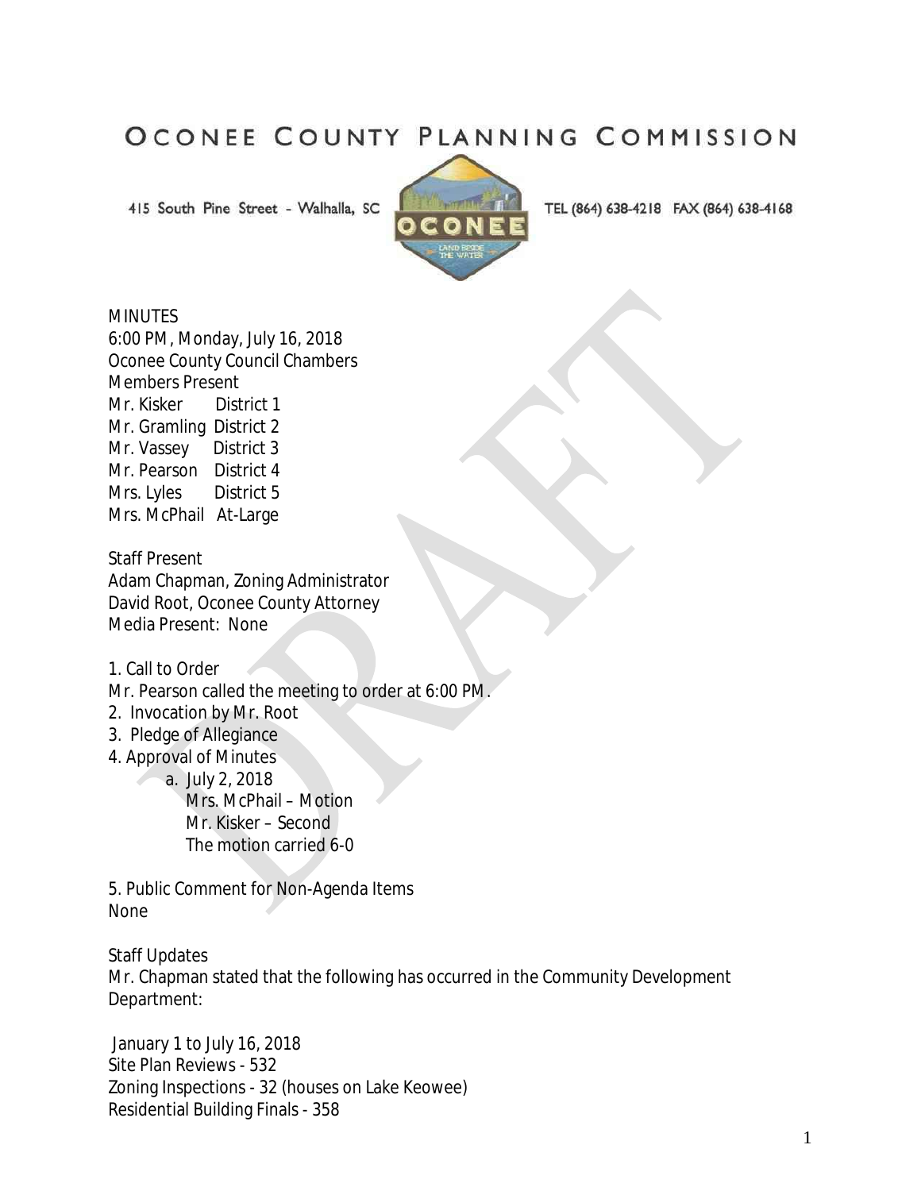# OCONEE COUNTY PLANNING COMMISSION

415 South Pine Street - Walhalla, SC TEL (864) 638-4218 FAX (864) 638-4168

MINUTES
6:00 PM, Monday, July 16, 2018
Oconee County Council Chambers

Members Present
Mr. Kisker District 1
Mr. Gramling District 2
Mr. Vassey District 3
Mr. Pearson District 4
Mrs. Lyles District 5
Mrs. McPhail At-Large

Staff Present
Adam Chapman, Zoning Administrator
David Root, Oconee County Attorney
Media Present: None

1. Call to Order
Mr. Pearson called the meeting to order at 6:00 PM.
2. Invocation by Mr. Root
3. Pledge of Allegiance
4. Approval of Minutes
   a. July 2, 2018
      Mrs. McPhail – Motion
      Mr. Kisker – Second
      The motion carried 6-0

5. Public Comment for Non-Agenda Items
None

Staff Updates
Mr. Chapman stated that the following has occurred in the Community Development Department:

January 1 to July 16, 2018
Site Plan Reviews - 532
Zoning Inspections - 32 (houses on Lake Keowee)
Residential Building Finals - 358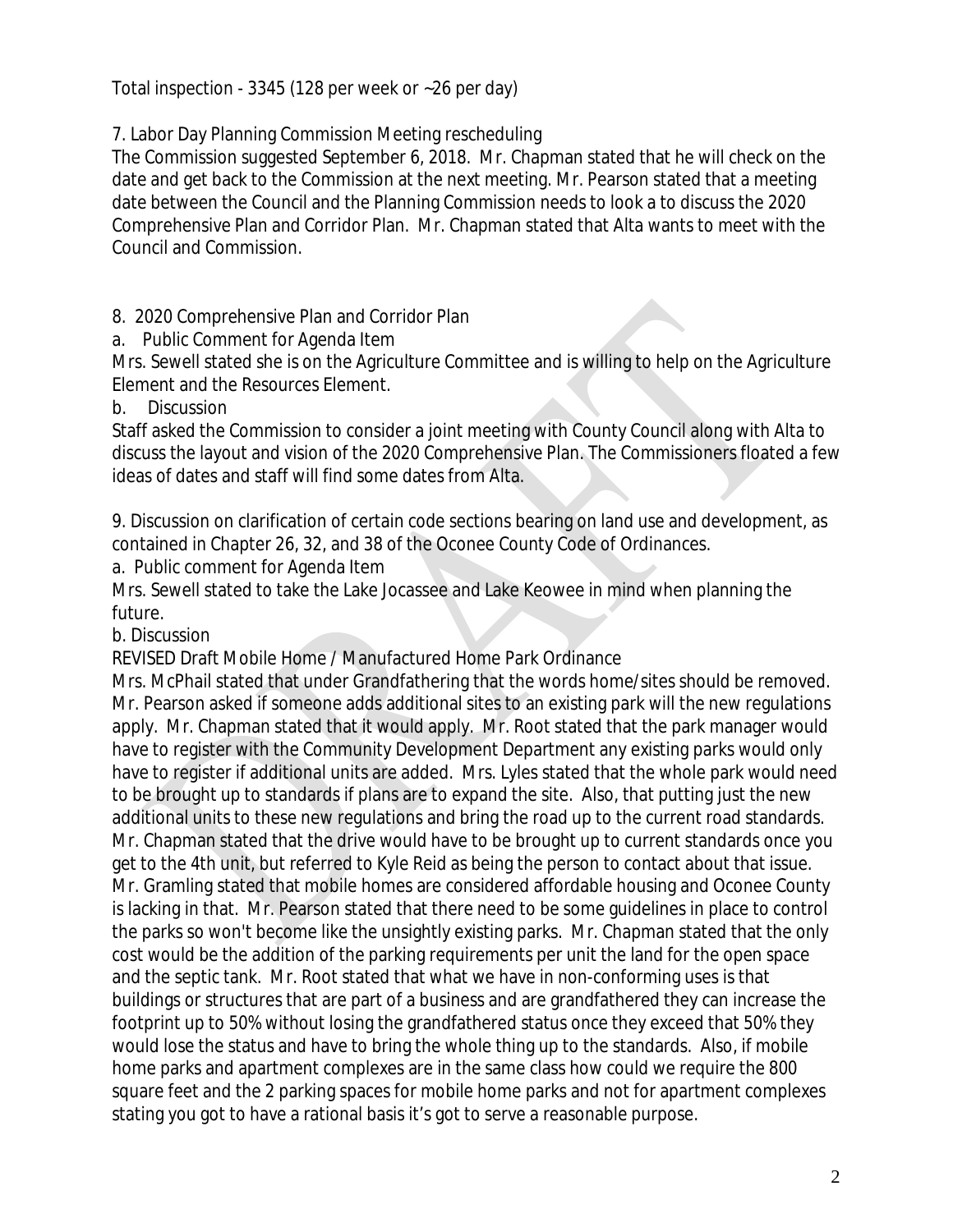Total inspection - 3345 (128 per week or ~26 per day)

7. Labor Day Planning Commission Meeting rescheduling

The Commission suggested September 6, 2018. Mr. Chapman stated that he will check on the date and get back to the Commission at the next meeting. Mr. Pearson stated that a meeting date between the Council and the Planning Commission needs to look a to discuss the 2020 Comprehensive Plan and Corridor Plan. Mr. Chapman stated that Alta wants to meet with the Council and Commission.

8. 2020 Comprehensive Plan and Corridor Plan

a. Public Comment for Agenda Item

Mrs. Sewell stated she is on the Agriculture Committee and is willing to help on the Agriculture Element and the Resources Element.

b. Discussion

Staff asked the Commission to consider a joint meeting with County Council along with Alta to discuss the layout and vision of the 2020 Comprehensive Plan. The Commissioners floated a few ideas of dates and staff will find some dates from Alta.

9. Discussion on clarification of certain code sections bearing on land use and development, as contained in Chapter 26, 32, and 38 of the Oconee County Code of Ordinances.

a. Public comment for Agenda Item

Mrs. Sewell stated to take the Lake Jocassee and Lake Keowee in mind when planning the future.

b. Discussion

REVISED Draft Mobile Home / Manufactured Home Park Ordinance

Mrs. McPhail stated that under Grandfathering that the words home/sites should be removed. Mr. Pearson asked if someone adds additional sites to an existing park will the new regulations apply. Mr. Chapman stated that it would apply. Mr. Root stated that the park manager would have to register with the Community Development Department any existing parks would only have to register if additional units are added. Mrs. Lyles stated that the whole park would need to be brought up to standards if plans are to expand the site. Also, that putting just the new additional units to these new regulations and bring the road up to the current road standards. Mr. Chapman stated that the drive would have to be brought up to current standards once you get to the 4th unit, but referred to Kyle Reid as being the person to contact about that issue. Mr. Gramling stated that mobile homes are considered affordable housing and Oconee County is lacking in that. Mr. Pearson stated that there need to be some guidelines in place to control the parks so won't become like the unsightly existing parks. Mr. Chapman stated that the only cost would be the addition of the parking requirements per unit the land for the open space and the septic tank. Mr. Root stated that what we have in non-conforming uses is that buildings or structures that are part of a business and are grandfathered they can increase the footprint up to 50% without losing the grandfathered status once they exceed that 50% they would lose the status and have to bring the whole thing up to the standards. Also, if mobile home parks and apartment complexes are in the same class how could we require the 800 square feet and the 2 parking spaces for mobile home parks and not for apartment complexes stating you got to have a rational basis it's got to serve a reasonable purpose.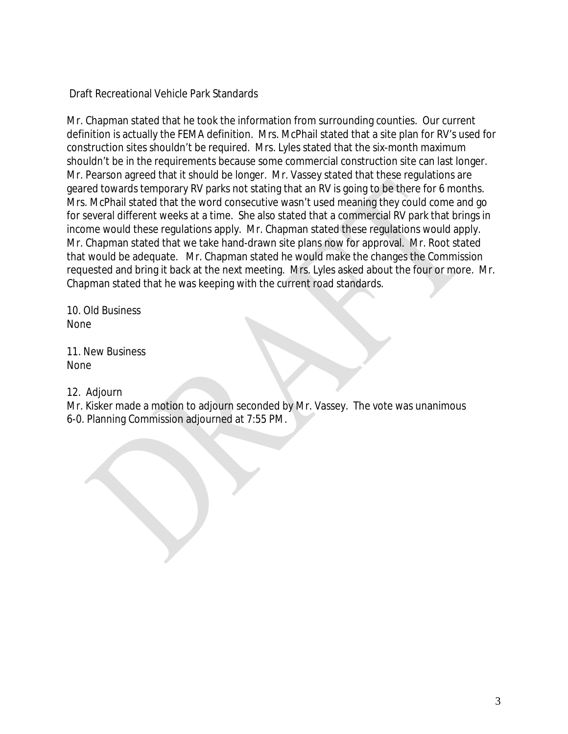Draft Recreational Vehicle Park Standards

Mr. Chapman stated that he took the information from surrounding counties. Our current definition is actually the FEMA definition. Mrs. McPhail stated that a site plan for RV's used for construction sites shouldn't be required. Mrs. Lyles stated that the six-month maximum shouldn't be in the requirements because some commercial construction site can last longer. Mr. Pearson agreed that it should be longer. Mr. Vassey stated that these regulations are geared towards temporary RV parks not stating that an RV is going to be there for 6 months. Mrs. McPhail stated that the word consecutive wasn't used meaning they could come and go for several different weeks at a time. She also stated that a commercial RV park that brings in income would these regulations apply. Mr. Chapman stated these regulations would apply. Mr. Chapman stated that we take hand-drawn site plans now for approval. Mr. Root stated that would be adequate. Mr. Chapman stated he would make the changes the Commission requested and bring it back at the next meeting. Mrs. Lyles asked about the four or more. Mr. Chapman stated that he was keeping with the current road standards.

10. Old Business
None

11. New Business
None

12. Adjourn
Mr. Kisker made a motion to adjourn seconded by Mr. Vassey. The vote was unanimous 6-0. Planning Commission adjourned at 7:55 PM.